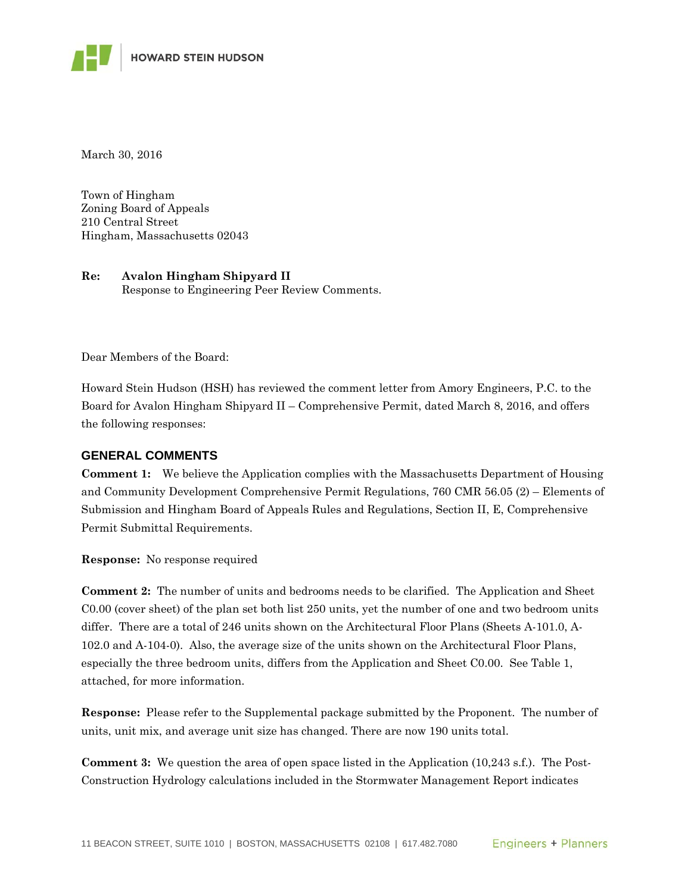March 30, 2016

Town of Hingham
Zoning Board of Appeals
210 Central Street
Hingham, Massachusetts 02043

**Re:** **Avalon Hingham Shipyard II**
Response to Engineering Peer Review Comments.

Dear Members of the Board:

Howard Stein Hudson (HSH) has reviewed the comment letter from Amory Engineers, P.C. to the Board for Avalon Hingham Shipyard II – Comprehensive Permit, dated March 8, 2016, and offers the following responses:

## GENERAL COMMENTS

**Comment 1:** We believe the Application complies with the Massachusetts Department of Housing and Community Development Comprehensive Permit Regulations, 760 CMR 56.05 (2) – Elements of Submission and Hingham Board of Appeals Rules and Regulations, Section II, E, Comprehensive Permit Submittal Requirements.

**Response:** No response required

**Comment 2:** The number of units and bedrooms needs to be clarified. The Application and Sheet C0.00 (cover sheet) of the plan set both list 250 units, yet the number of one and two bedroom units differ. There are a total of 246 units shown on the Architectural Floor Plans (Sheets A-101.0, A-102.0 and A-104-0). Also, the average size of the units shown on the Architectural Floor Plans, especially the three bedroom units, differs from the Application and Sheet C0.00. See Table 1, attached, for more information.

**Response:** Please refer to the Supplemental package submitted by the Proponent. The number of units, unit mix, and average unit size has changed. There are now 190 units total.

**Comment 3:** We question the area of open space listed in the Application (10,243 s.f.). The Post-Construction Hydrology calculations included in the Stormwater Management Report indicates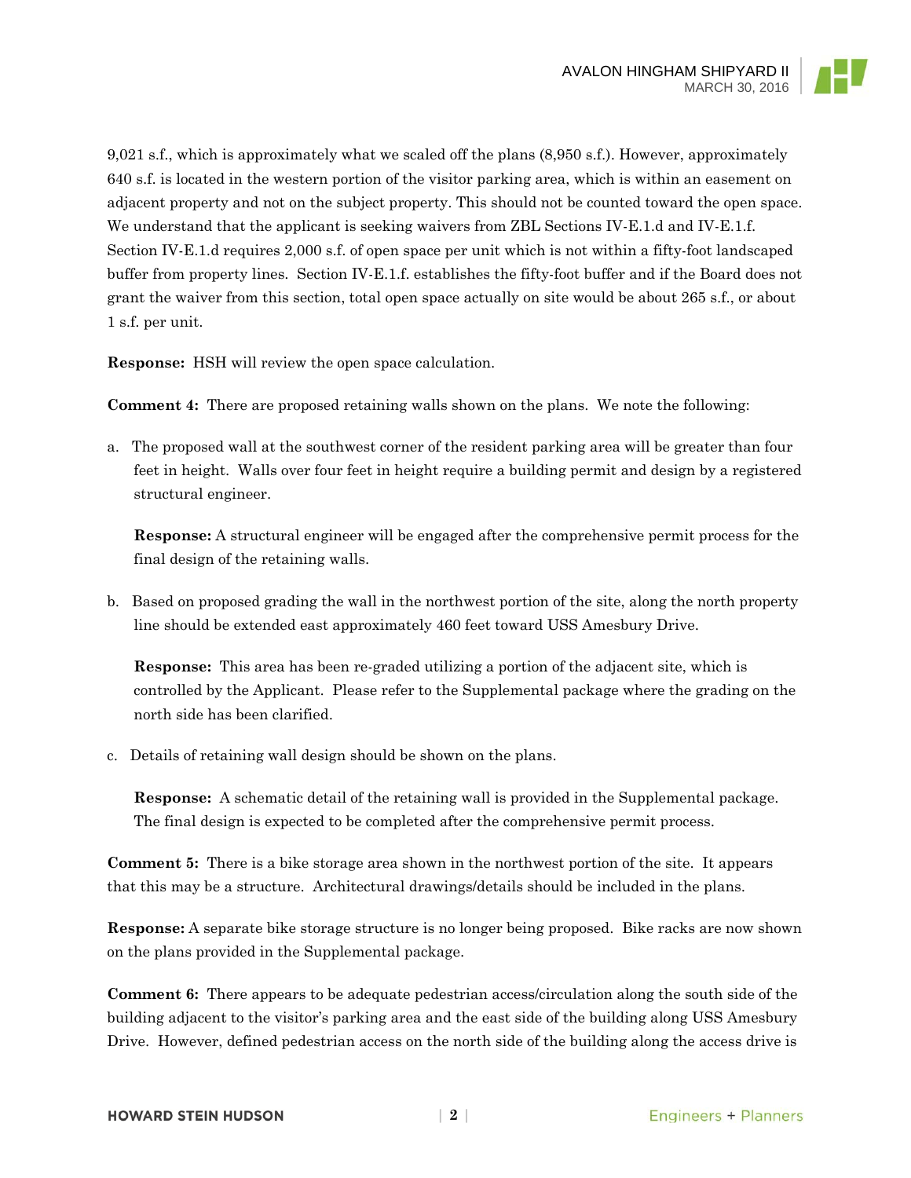9,021 s.f., which is approximately what we scaled off the plans (8,950 s.f.). However, approximately 640 s.f. is located in the western portion of the visitor parking area, which is within an easement on adjacent property and not on the subject property. This should not be counted toward the open space. We understand that the applicant is seeking waivers from ZBL Sections IV-E.1.d and IV-E.1.f. Section IV-E.1.d requires 2,000 s.f. of open space per unit which is not within a fifty-foot landscaped buffer from property lines. Section IV-E.1.f. establishes the fifty-foot buffer and if the Board does not grant the waiver from this section, total open space actually on site would be about 265 s.f., or about 1 s.f. per unit.

**Response:** HSH will review the open space calculation.

**Comment 4:** There are proposed retaining walls shown on the plans. We note the following:

a. The proposed wall at the southwest corner of the resident parking area will be greater than four feet in height. Walls over four feet in height require a building permit and design by a registered structural engineer.

   **Response:** A structural engineer will be engaged after the comprehensive permit process for the final design of the retaining walls.

b. Based on proposed grading the wall in the northwest portion of the site, along the north property line should be extended east approximately 460 feet toward USS Amesbury Drive.

   **Response:** This area has been re-graded utilizing a portion of the adjacent site, which is controlled by the Applicant. Please refer to the Supplemental package where the grading on the north side has been clarified.

c. Details of retaining wall design should be shown on the plans.

   **Response:** A schematic detail of the retaining wall is provided in the Supplemental package. The final design is expected to be completed after the comprehensive permit process.

**Comment 5:** There is a bike storage area shown in the northwest portion of the site. It appears that this may be a structure. Architectural drawings/details should be included in the plans.

**Response:** A separate bike storage structure is no longer being proposed. Bike racks are now shown on the plans provided in the Supplemental package.

**Comment 6:** There appears to be adequate pedestrian access/circulation along the south side of the building adjacent to the visitor's parking area and the east side of the building along USS Amesbury Drive. However, defined pedestrian access on the north side of the building along the access drive is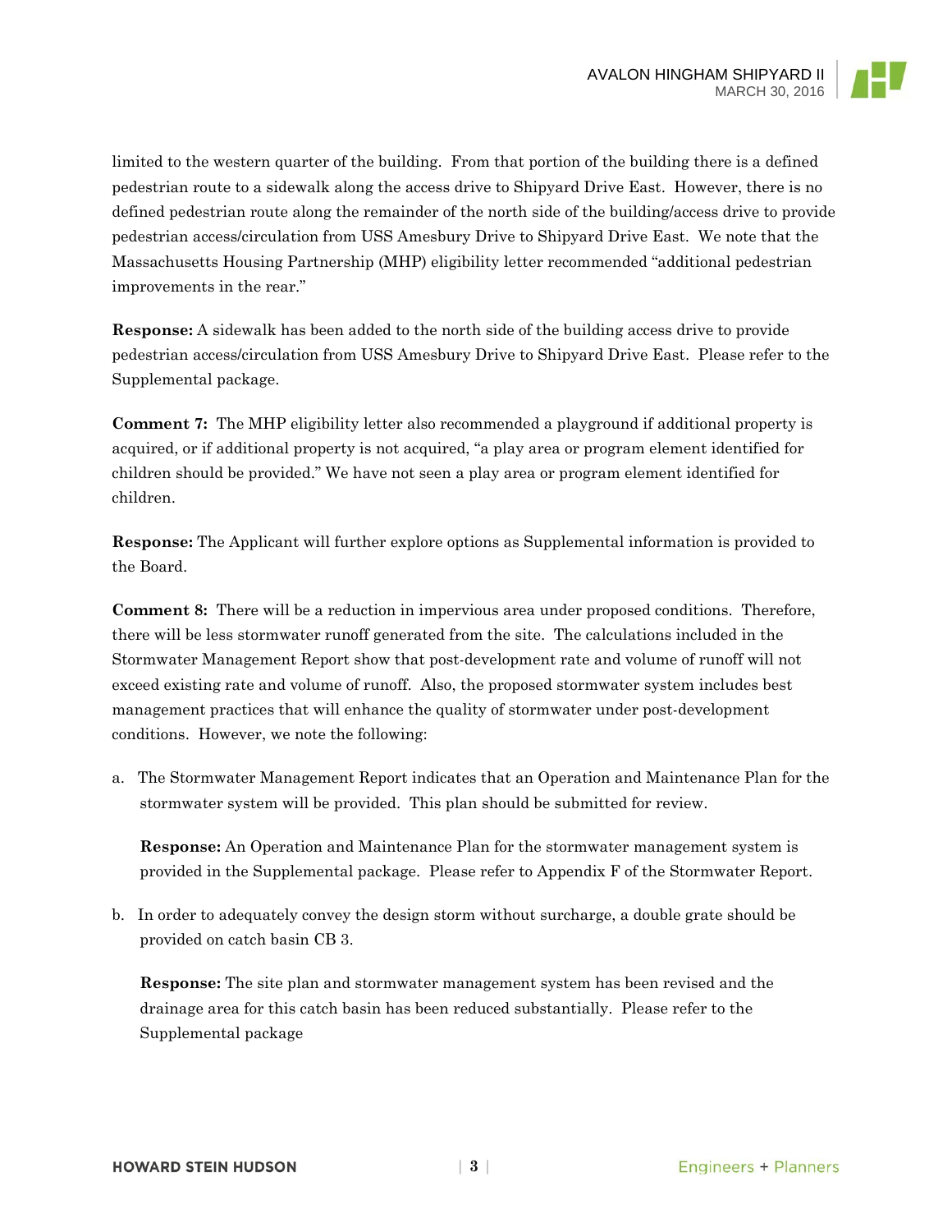limited to the western quarter of the building. From that portion of the building there is a defined pedestrian route to a sidewalk along the access drive to Shipyard Drive East. However, there is no defined pedestrian route along the remainder of the north side of the building/access drive to provide pedestrian access/circulation from USS Amesbury Drive to Shipyard Drive East. We note that the Massachusetts Housing Partnership (MHP) eligibility letter recommended "additional pedestrian improvements in the rear."

**Response:** A sidewalk has been added to the north side of the building access drive to provide pedestrian access/circulation from USS Amesbury Drive to Shipyard Drive East. Please refer to the Supplemental package.

**Comment 7:** The MHP eligibility letter also recommended a playground if additional property is acquired, or if additional property is not acquired, "a play area or program element identified for children should be provided." We have not seen a play area or program element identified for children.

**Response:** The Applicant will further explore options as Supplemental information is provided to the Board.

**Comment 8:** There will be a reduction in impervious area under proposed conditions. Therefore, there will be less stormwater runoff generated from the site. The calculations included in the Stormwater Management Report show that post-development rate and volume of runoff will not exceed existing rate and volume of runoff. Also, the proposed stormwater system includes best management practices that will enhance the quality of stormwater under post-development conditions. However, we note the following:

a. The Stormwater Management Report indicates that an Operation and Maintenance Plan for the stormwater system will be provided. This plan should be submitted for review.

   **Response:** An Operation and Maintenance Plan for the stormwater management system is provided in the Supplemental package. Please refer to Appendix F of the Stormwater Report.

b. In order to adequately convey the design storm without surcharge, a double grate should be provided on catch basin CB 3.

   **Response:** The site plan and stormwater management system has been revised and the drainage area for this catch basin has been reduced substantially. Please refer to the Supplemental package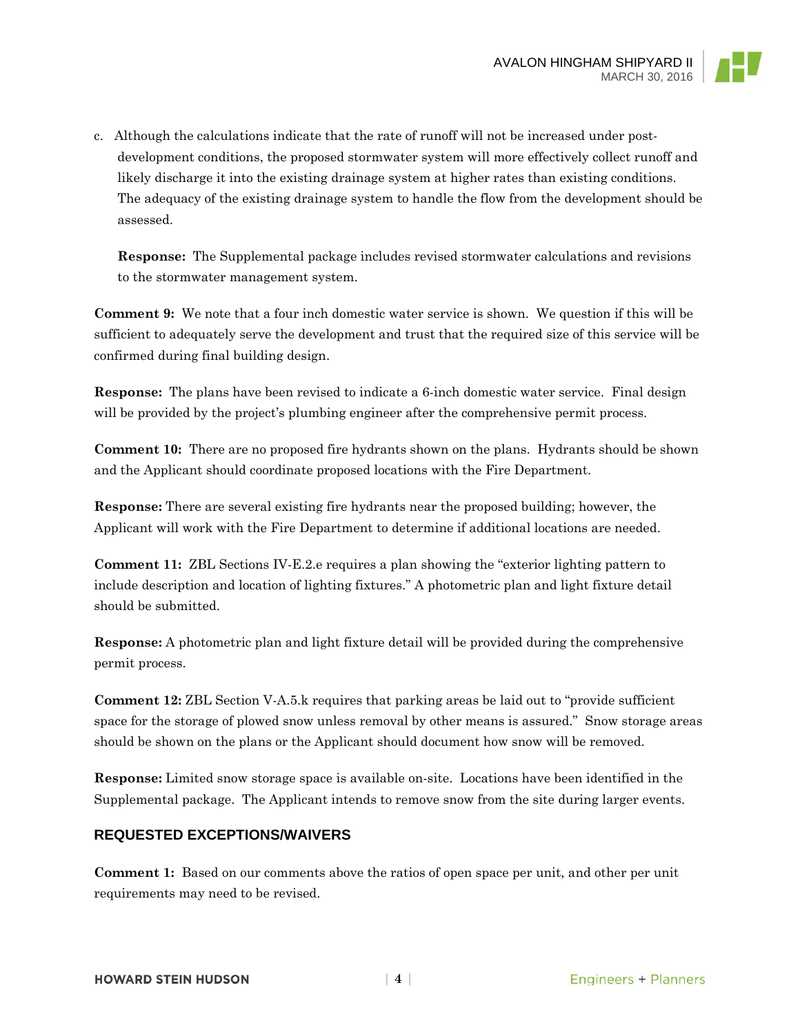c. Although the calculations indicate that the rate of runoff will not be increased under post-development conditions, the proposed stormwater system will more effectively collect runoff and likely discharge it into the existing drainage system at higher rates than existing conditions. The adequacy of the existing drainage system to handle the flow from the development should be assessed.

   **Response:** The Supplemental package includes revised stormwater calculations and revisions to the stormwater management system.

**Comment 9:** We note that a four inch domestic water service is shown. We question if this will be sufficient to adequately serve the development and trust that the required size of this service will be confirmed during final building design.

**Response:** The plans have been revised to indicate a 6-inch domestic water service. Final design will be provided by the project's plumbing engineer after the comprehensive permit process.

**Comment 10:** There are no proposed fire hydrants shown on the plans. Hydrants should be shown and the Applicant should coordinate proposed locations with the Fire Department.

**Response:** There are several existing fire hydrants near the proposed building; however, the Applicant will work with the Fire Department to determine if additional locations are needed.

**Comment 11:** ZBL Sections IV-E.2.e requires a plan showing the "exterior lighting pattern to include description and location of lighting fixtures." A photometric plan and light fixture detail should be submitted.

**Response:** A photometric plan and light fixture detail will be provided during the comprehensive permit process.

**Comment 12:** ZBL Section V-A.5.k requires that parking areas be laid out to "provide sufficient space for the storage of plowed snow unless removal by other means is assured." Snow storage areas should be shown on the plans or the Applicant should document how snow will be removed.

**Response:** Limited snow storage space is available on-site. Locations have been identified in the Supplemental package. The Applicant intends to remove snow from the site during larger events.

## REQUESTED EXCEPTIONS/WAIVERS

**Comment 1:** Based on our comments above the ratios of open space per unit, and other per unit requirements may need to be revised.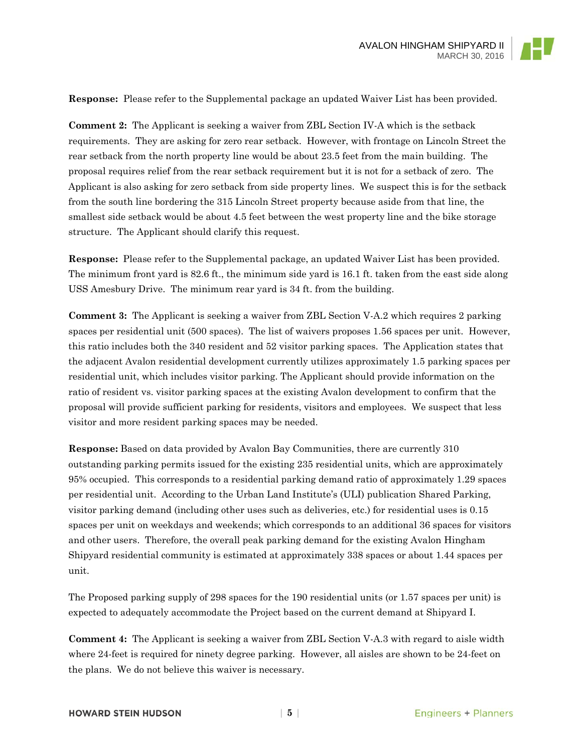**Response:** Please refer to the Supplemental package an updated Waiver List has been provided.

**Comment 2:** The Applicant is seeking a waiver from ZBL Section IV-A which is the setback requirements. They are asking for zero rear setback. However, with frontage on Lincoln Street the rear setback from the north property line would be about 23.5 feet from the main building. The proposal requires relief from the rear setback requirement but it is not for a setback of zero. The Applicant is also asking for zero setback from side property lines. We suspect this is for the setback from the south line bordering the 315 Lincoln Street property because aside from that line, the smallest side setback would be about 4.5 feet between the west property line and the bike storage structure. The Applicant should clarify this request.

**Response:** Please refer to the Supplemental package, an updated Waiver List has been provided. The minimum front yard is 82.6 ft., the minimum side yard is 16.1 ft. taken from the east side along USS Amesbury Drive. The minimum rear yard is 34 ft. from the building.

**Comment 3:** The Applicant is seeking a waiver from ZBL Section V-A.2 which requires 2 parking spaces per residential unit (500 spaces). The list of waivers proposes 1.56 spaces per unit. However, this ratio includes both the 340 resident and 52 visitor parking spaces. The Application states that the adjacent Avalon residential development currently utilizes approximately 1.5 parking spaces per residential unit, which includes visitor parking. The Applicant should provide information on the ratio of resident vs. visitor parking spaces at the existing Avalon development to confirm that the proposal will provide sufficient parking for residents, visitors and employees. We suspect that less visitor and more resident parking spaces may be needed.

**Response:** Based on data provided by Avalon Bay Communities, there are currently 310 outstanding parking permits issued for the existing 235 residential units, which are approximately 95% occupied. This corresponds to a residential parking demand ratio of approximately 1.29 spaces per residential unit. According to the Urban Land Institute's (ULI) publication Shared Parking, visitor parking demand (including other uses such as deliveries, etc.) for residential uses is 0.15 spaces per unit on weekdays and weekends; which corresponds to an additional 36 spaces for visitors and other users. Therefore, the overall peak parking demand for the existing Avalon Hingham Shipyard residential community is estimated at approximately 338 spaces or about 1.44 spaces per unit.

The Proposed parking supply of 298 spaces for the 190 residential units (or 1.57 spaces per unit) is expected to adequately accommodate the Project based on the current demand at Shipyard I.

**Comment 4:** The Applicant is seeking a waiver from ZBL Section V-A.3 with regard to aisle width where 24-feet is required for ninety degree parking. However, all aisles are shown to be 24-feet on the plans. We do not believe this waiver is necessary.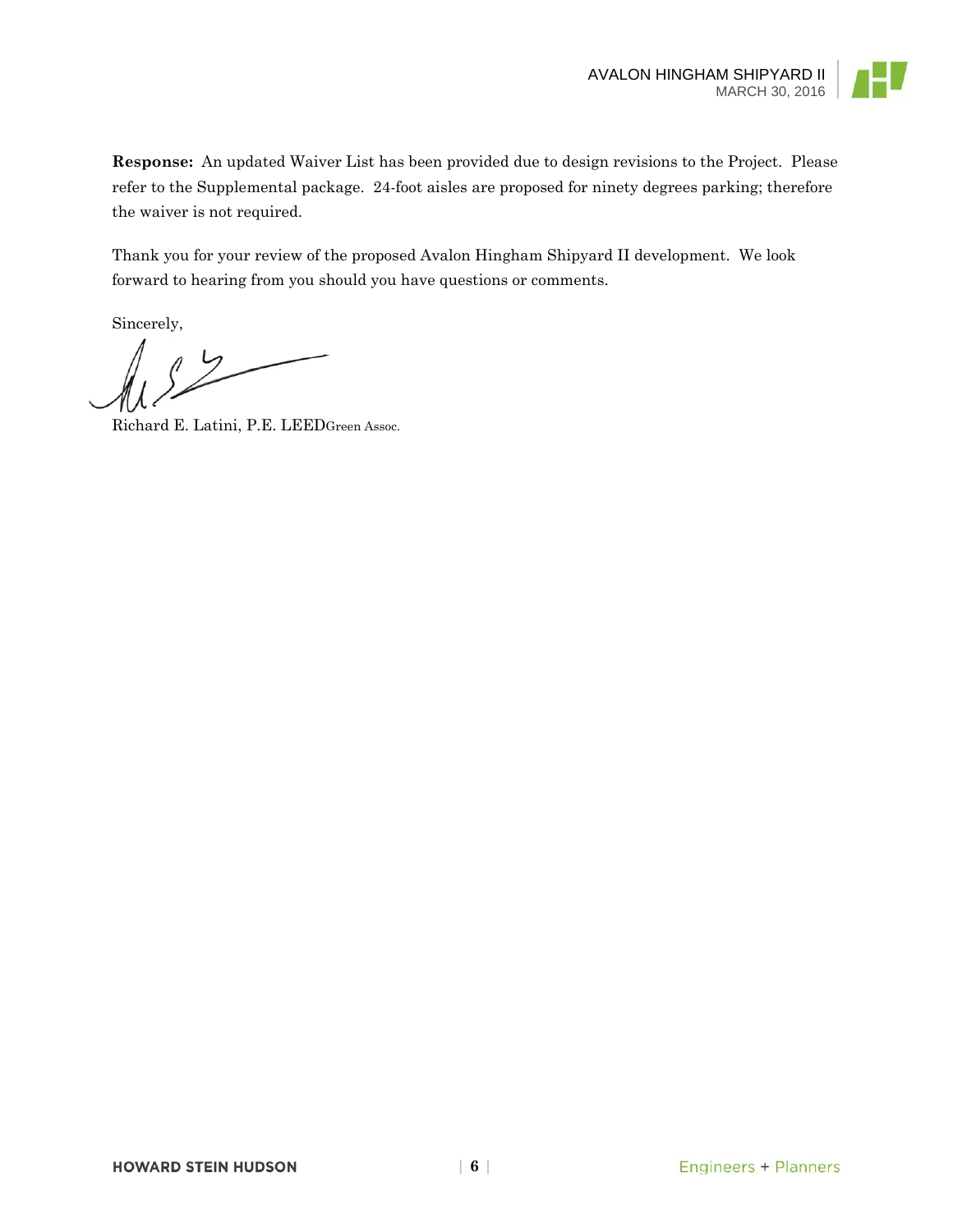**Response:** An updated Waiver List has been provided due to design revisions to the Project. Please refer to the Supplemental package. 24-foot aisles are proposed for ninety degrees parking; therefore the waiver is not required.

Thank you for your review of the proposed Avalon Hingham Shipyard II development. We look forward to hearing from you should you have questions or comments.

Sincerely,

Richard E. Latini, P.E. LEEDGreen Assoc.